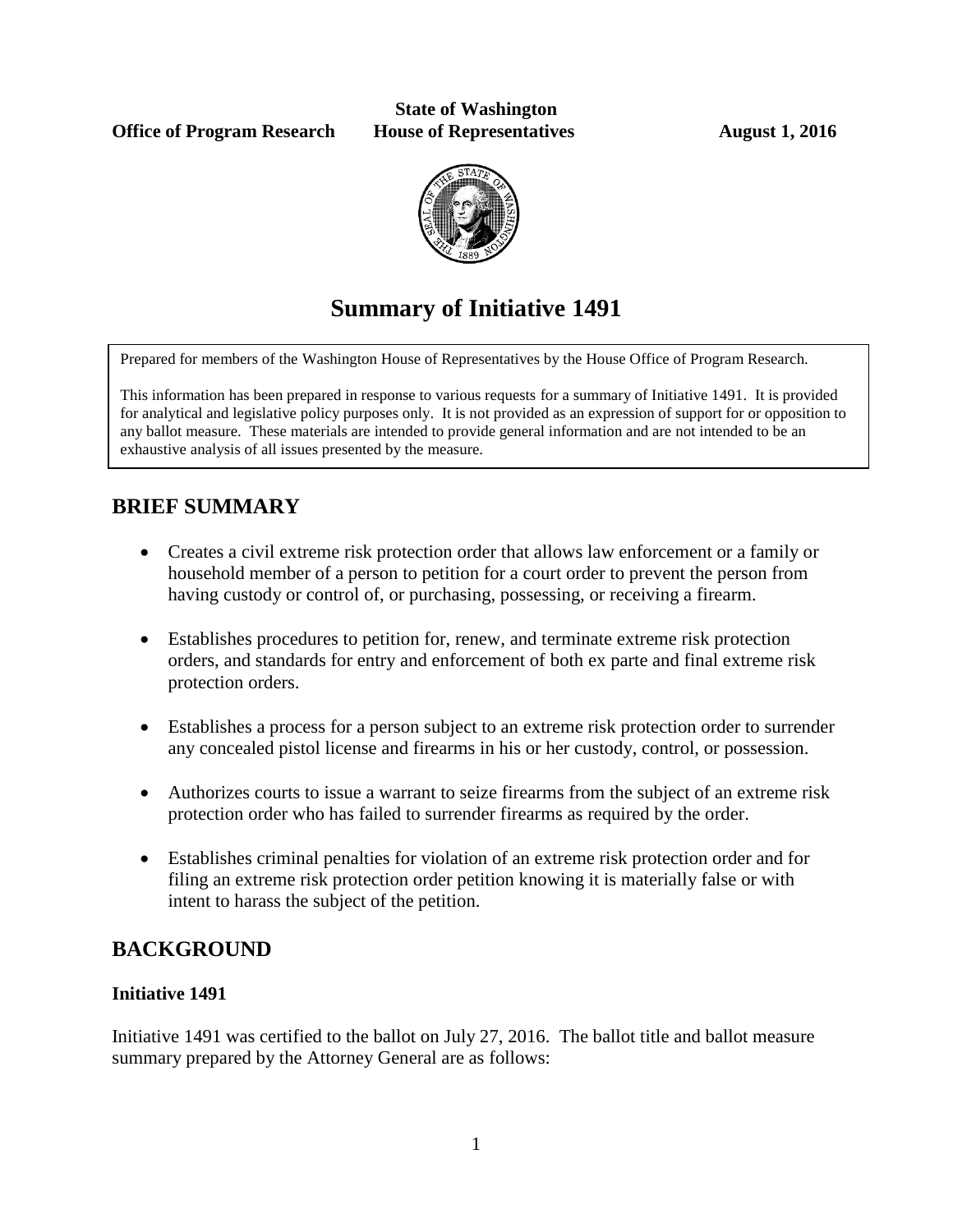**State of Washington**

**Office of Program Research** **House of Representatives** **August 1, 2016**

# Summary of Initiative 1491

Prepared for members of the Washington House of Representatives by the House Office of Program Research.

This information has been prepared in response to various requests for a summary of Initiative 1491. It is provided for analytical and legislative policy purposes only. It is not provided as an expression of support for or opposition to any ballot measure. These materials are intended to provide general information and are not intended to be an exhaustive analysis of all issues presented by the measure.

## BRIEF SUMMARY

- Creates a civil extreme risk protection order that allows law enforcement or a family or household member of a person to petition for a court order to prevent the person from having custody or control of, or purchasing, possessing, or receiving a firearm.
- Establishes procedures to petition for, renew, and terminate extreme risk protection orders, and standards for entry and enforcement of both ex parte and final extreme risk protection orders.
- Establishes a process for a person subject to an extreme risk protection order to surrender any concealed pistol license and firearms in his or her custody, control, or possession.
- Authorizes courts to issue a warrant to seize firearms from the subject of an extreme risk protection order who has failed to surrender firearms as required by the order.
- Establishes criminal penalties for violation of an extreme risk protection order and for filing an extreme risk protection order petition knowing it is materially false or with intent to harass the subject of the petition.

## BACKGROUND

### Initiative 1491

Initiative 1491 was certified to the ballot on July 27, 2016. The ballot title and ballot measure summary prepared by the Attorney General are as follows: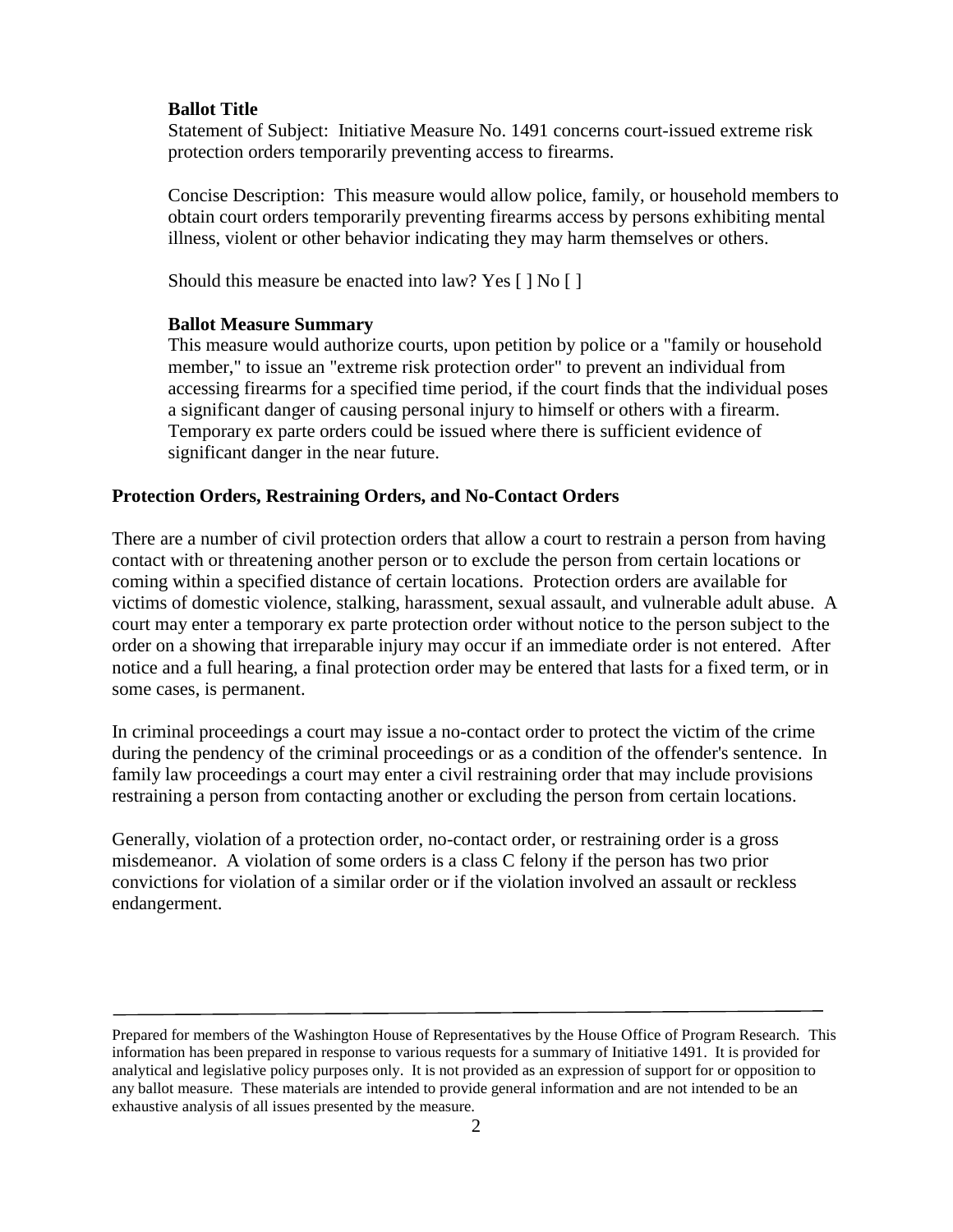**Ballot Title**

Statement of Subject: Initiative Measure No. 1491 concerns court-issued extreme risk protection orders temporarily preventing access to firearms.

Concise Description: This measure would allow police, family, or household members to obtain court orders temporarily preventing firearms access by persons exhibiting mental illness, violent or other behavior indicating they may harm themselves or others.

Should this measure be enacted into law? Yes [ ] No [ ]

**Ballot Measure Summary**

This measure would authorize courts, upon petition by police or a "family or household member," to issue an "extreme risk protection order" to prevent an individual from accessing firearms for a specified time period, if the court finds that the individual poses a significant danger of causing personal injury to himself or others with a firearm. Temporary ex parte orders could be issued where there is sufficient evidence of significant danger in the near future.

## Protection Orders, Restraining Orders, and No-Contact Orders

There are a number of civil protection orders that allow a court to restrain a person from having contact with or threatening another person or to exclude the person from certain locations or coming within a specified distance of certain locations. Protection orders are available for victims of domestic violence, stalking, harassment, sexual assault, and vulnerable adult abuse. A court may enter a temporary ex parte protection order without notice to the person subject to the order on a showing that irreparable injury may occur if an immediate order is not entered. After notice and a full hearing, a final protection order may be entered that lasts for a fixed term, or in some cases, is permanent.

In criminal proceedings a court may issue a no-contact order to protect the victim of the crime during the pendency of the criminal proceedings or as a condition of the offender's sentence. In family law proceedings a court may enter a civil restraining order that may include provisions restraining a person from contacting another or excluding the person from certain locations.

Generally, violation of a protection order, no-contact order, or restraining order is a gross misdemeanor. A violation of some orders is a class C felony if the person has two prior convictions for violation of a similar order or if the violation involved an assault or reckless endangerment.

Prepared for members of the Washington House of Representatives by the House Office of Program Research. This information has been prepared in response to various requests for a summary of Initiative 1491. It is provided for analytical and legislative policy purposes only. It is not provided as an expression of support for or opposition to any ballot measure. These materials are intended to provide general information and are not intended to be an exhaustive analysis of all issues presented by the measure.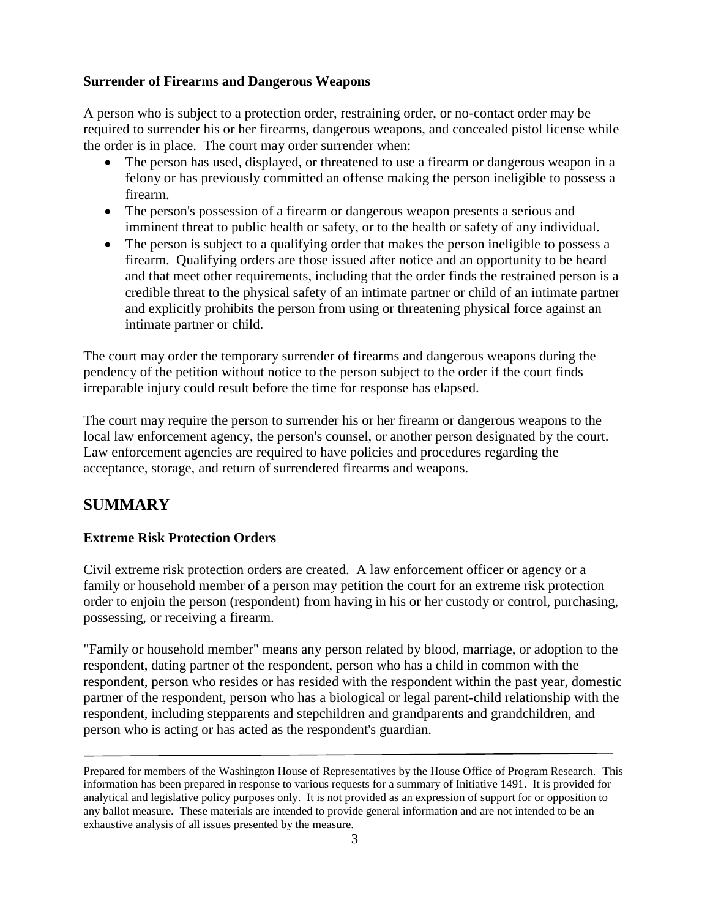**Surrender of Firearms and Dangerous Weapons**

A person who is subject to a protection order, restraining order, or no-contact order may be required to surrender his or her firearms, dangerous weapons, and concealed pistol license while the order is in place. The court may order surrender when:

- The person has used, displayed, or threatened to use a firearm or dangerous weapon in a felony or has previously committed an offense making the person ineligible to possess a firearm.
- The person's possession of a firearm or dangerous weapon presents a serious and imminent threat to public health or safety, or to the health or safety of any individual.
- The person is subject to a qualifying order that makes the person ineligible to possess a firearm. Qualifying orders are those issued after notice and an opportunity to be heard and that meet other requirements, including that the order finds the restrained person is a credible threat to the physical safety of an intimate partner or child of an intimate partner and explicitly prohibits the person from using or threatening physical force against an intimate partner or child.

The court may order the temporary surrender of firearms and dangerous weapons during the pendency of the petition without notice to the person subject to the order if the court finds irreparable injury could result before the time for response has elapsed.

The court may require the person to surrender his or her firearm or dangerous weapons to the local law enforcement agency, the person's counsel, or another person designated by the court. Law enforcement agencies are required to have policies and procedures regarding the acceptance, storage, and return of surrendered firearms and weapons.

## SUMMARY

**Extreme Risk Protection Orders**

Civil extreme risk protection orders are created. A law enforcement officer or agency or a family or household member of a person may petition the court for an extreme risk protection order to enjoin the person (respondent) from having in his or her custody or control, purchasing, possessing, or receiving a firearm.

"Family or household member" means any person related by blood, marriage, or adoption to the respondent, dating partner of the respondent, person who has a child in common with the respondent, person who resides or has resided with the respondent within the past year, domestic partner of the respondent, person who has a biological or legal parent-child relationship with the respondent, including stepparents and stepchildren and grandparents and grandchildren, and person who is acting or has acted as the respondent's guardian.

---

Prepared for members of the Washington House of Representatives by the House Office of Program Research. This information has been prepared in response to various requests for a summary of Initiative 1491. It is provided for analytical and legislative policy purposes only. It is not provided as an expression of support for or opposition to any ballot measure. These materials are intended to provide general information and are not intended to be an exhaustive analysis of all issues presented by the measure.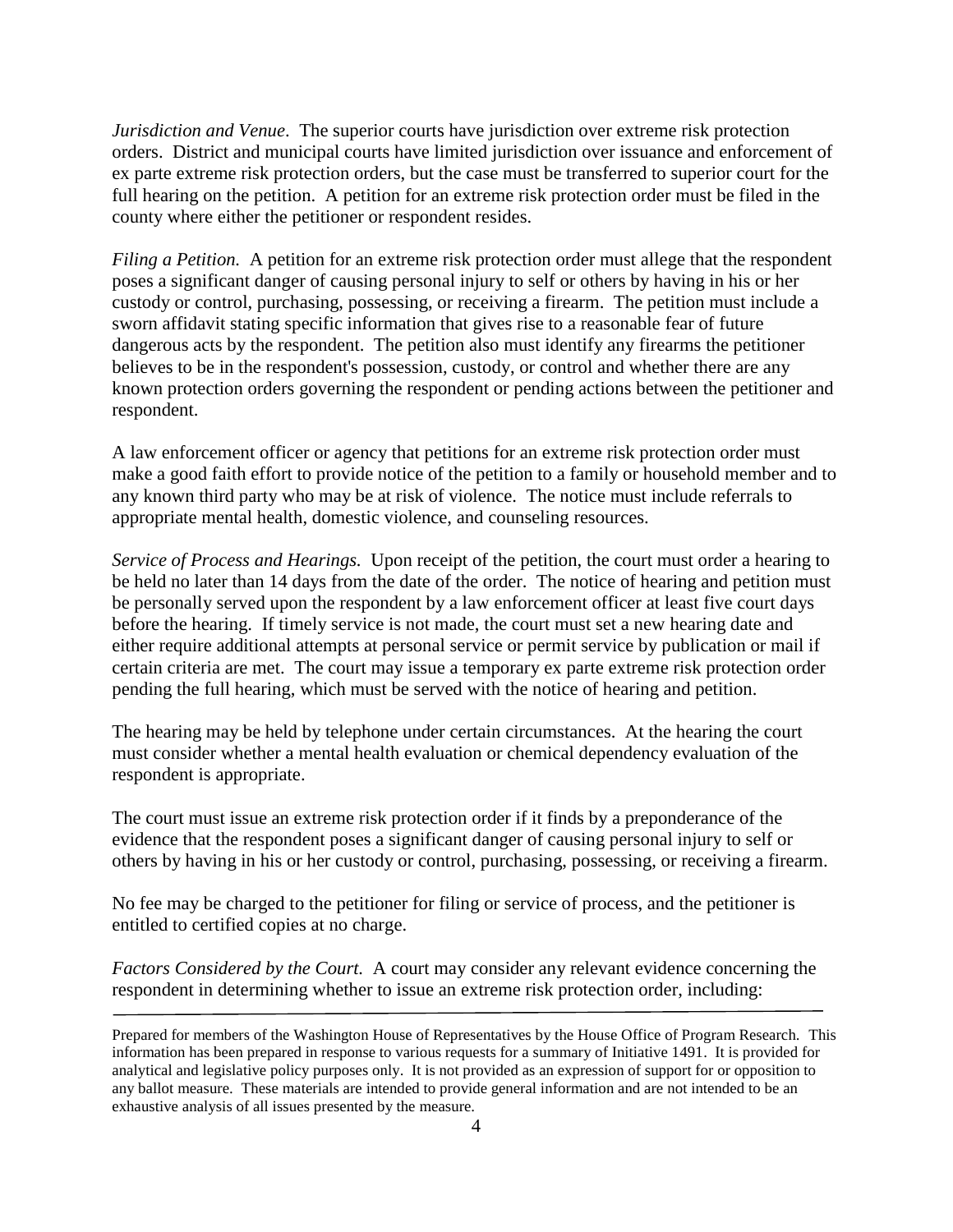*Jurisdiction and Venue*. The superior courts have jurisdiction over extreme risk protection orders. District and municipal courts have limited jurisdiction over issuance and enforcement of ex parte extreme risk protection orders, but the case must be transferred to superior court for the full hearing on the petition. A petition for an extreme risk protection order must be filed in the county where either the petitioner or respondent resides.

*Filing a Petition.* A petition for an extreme risk protection order must allege that the respondent poses a significant danger of causing personal injury to self or others by having in his or her custody or control, purchasing, possessing, or receiving a firearm. The petition must include a sworn affidavit stating specific information that gives rise to a reasonable fear of future dangerous acts by the respondent. The petition also must identify any firearms the petitioner believes to be in the respondent's possession, custody, or control and whether there are any known protection orders governing the respondent or pending actions between the petitioner and respondent.

A law enforcement officer or agency that petitions for an extreme risk protection order must make a good faith effort to provide notice of the petition to a family or household member and to any known third party who may be at risk of violence. The notice must include referrals to appropriate mental health, domestic violence, and counseling resources.

*Service of Process and Hearings.* Upon receipt of the petition, the court must order a hearing to be held no later than 14 days from the date of the order. The notice of hearing and petition must be personally served upon the respondent by a law enforcement officer at least five court days before the hearing. If timely service is not made, the court must set a new hearing date and either require additional attempts at personal service or permit service by publication or mail if certain criteria are met. The court may issue a temporary ex parte extreme risk protection order pending the full hearing, which must be served with the notice of hearing and petition.

The hearing may be held by telephone under certain circumstances. At the hearing the court must consider whether a mental health evaluation or chemical dependency evaluation of the respondent is appropriate.

The court must issue an extreme risk protection order if it finds by a preponderance of the evidence that the respondent poses a significant danger of causing personal injury to self or others by having in his or her custody or control, purchasing, possessing, or receiving a firearm.

No fee may be charged to the petitioner for filing or service of process, and the petitioner is entitled to certified copies at no charge.

*Factors Considered by the Court.* A court may consider any relevant evidence concerning the respondent in determining whether to issue an extreme risk protection order, including:

---

Prepared for members of the Washington House of Representatives by the House Office of Program Research. This information has been prepared in response to various requests for a summary of Initiative 1491. It is provided for analytical and legislative policy purposes only. It is not provided as an expression of support for or opposition to any ballot measure. These materials are intended to provide general information and are not intended to be an exhaustive analysis of all issues presented by the measure.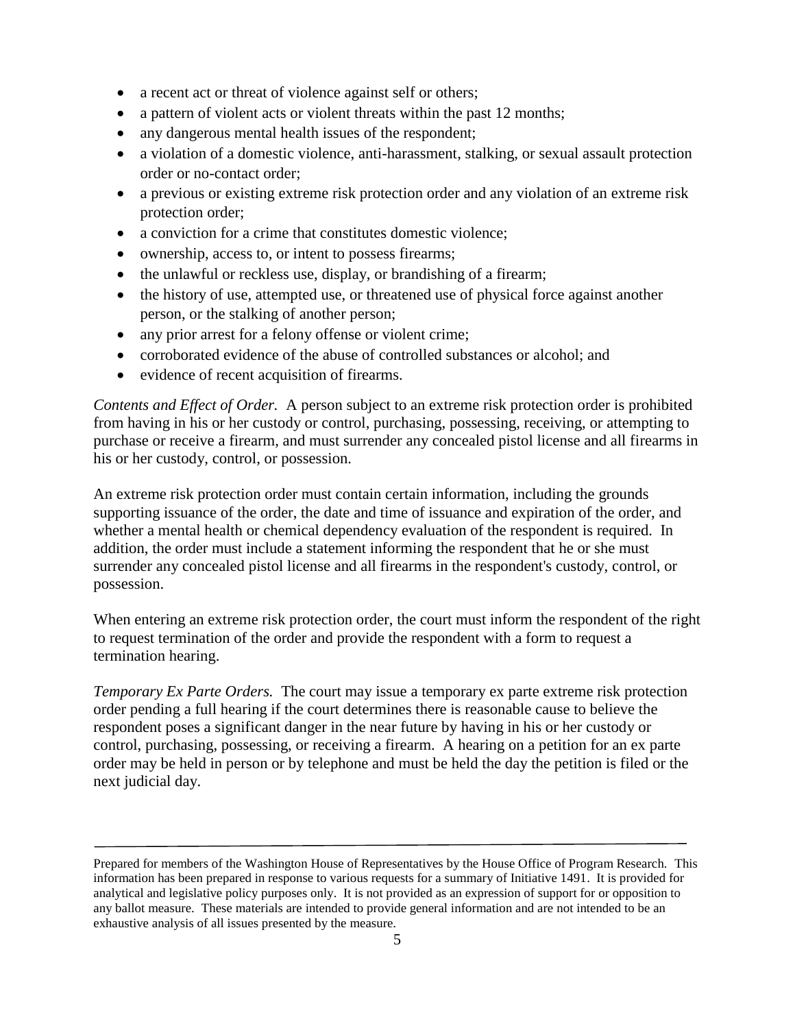- a recent act or threat of violence against self or others;
- a pattern of violent acts or violent threats within the past 12 months;
- any dangerous mental health issues of the respondent;
- a violation of a domestic violence, anti-harassment, stalking, or sexual assault protection order or no-contact order;
- a previous or existing extreme risk protection order and any violation of an extreme risk protection order;
- a conviction for a crime that constitutes domestic violence;
- ownership, access to, or intent to possess firearms;
- the unlawful or reckless use, display, or brandishing of a firearm;
- the history of use, attempted use, or threatened use of physical force against another person, or the stalking of another person;
- any prior arrest for a felony offense or violent crime;
- corroborated evidence of the abuse of controlled substances or alcohol; and
- evidence of recent acquisition of firearms.

*Contents and Effect of Order.* A person subject to an extreme risk protection order is prohibited from having in his or her custody or control, purchasing, possessing, receiving, or attempting to purchase or receive a firearm, and must surrender any concealed pistol license and all firearms in his or her custody, control, or possession.

An extreme risk protection order must contain certain information, including the grounds supporting issuance of the order, the date and time of issuance and expiration of the order, and whether a mental health or chemical dependency evaluation of the respondent is required. In addition, the order must include a statement informing the respondent that he or she must surrender any concealed pistol license and all firearms in the respondent's custody, control, or possession.

When entering an extreme risk protection order, the court must inform the respondent of the right to request termination of the order and provide the respondent with a form to request a termination hearing.

*Temporary Ex Parte Orders.* The court may issue a temporary ex parte extreme risk protection order pending a full hearing if the court determines there is reasonable cause to believe the respondent poses a significant danger in the near future by having in his or her custody or control, purchasing, possessing, or receiving a firearm. A hearing on a petition for an ex parte order may be held in person or by telephone and must be held the day the petition is filed or the next judicial day.

---

Prepared for members of the Washington House of Representatives by the House Office of Program Research. This information has been prepared in response to various requests for a summary of Initiative 1491. It is provided for analytical and legislative policy purposes only. It is not provided as an expression of support for or opposition to any ballot measure. These materials are intended to provide general information and are not intended to be an exhaustive analysis of all issues presented by the measure.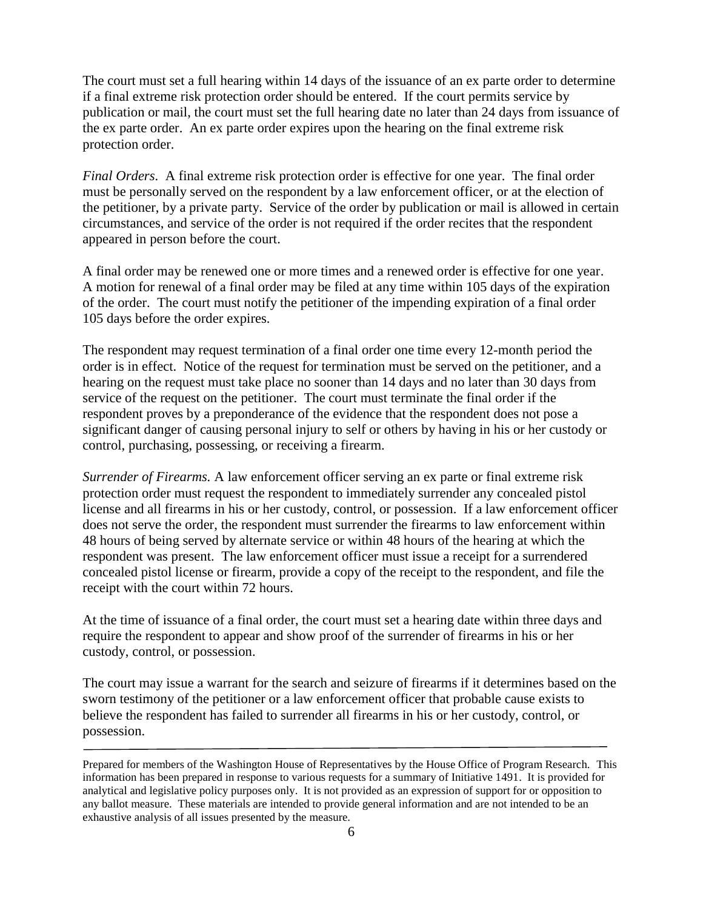The court must set a full hearing within 14 days of the issuance of an ex parte order to determine if a final extreme risk protection order should be entered. If the court permits service by publication or mail, the court must set the full hearing date no later than 24 days from issuance of the ex parte order. An ex parte order expires upon the hearing on the final extreme risk protection order.

*Final Orders*. A final extreme risk protection order is effective for one year. The final order must be personally served on the respondent by a law enforcement officer, or at the election of the petitioner, by a private party. Service of the order by publication or mail is allowed in certain circumstances, and service of the order is not required if the order recites that the respondent appeared in person before the court.

A final order may be renewed one or more times and a renewed order is effective for one year. A motion for renewal of a final order may be filed at any time within 105 days of the expiration of the order. The court must notify the petitioner of the impending expiration of a final order 105 days before the order expires.

The respondent may request termination of a final order one time every 12-month period the order is in effect. Notice of the request for termination must be served on the petitioner, and a hearing on the request must take place no sooner than 14 days and no later than 30 days from service of the request on the petitioner. The court must terminate the final order if the respondent proves by a preponderance of the evidence that the respondent does not pose a significant danger of causing personal injury to self or others by having in his or her custody or control, purchasing, possessing, or receiving a firearm.

*Surrender of Firearms.* A law enforcement officer serving an ex parte or final extreme risk protection order must request the respondent to immediately surrender any concealed pistol license and all firearms in his or her custody, control, or possession. If a law enforcement officer does not serve the order, the respondent must surrender the firearms to law enforcement within 48 hours of being served by alternate service or within 48 hours of the hearing at which the respondent was present. The law enforcement officer must issue a receipt for a surrendered concealed pistol license or firearm, provide a copy of the receipt to the respondent, and file the receipt with the court within 72 hours.

At the time of issuance of a final order, the court must set a hearing date within three days and require the respondent to appear and show proof of the surrender of firearms in his or her custody, control, or possession.

The court may issue a warrant for the search and seizure of firearms if it determines based on the sworn testimony of the petitioner or a law enforcement officer that probable cause exists to believe the respondent has failed to surrender all firearms in his or her custody, control, or possession.

---

Prepared for members of the Washington House of Representatives by the House Office of Program Research. This information has been prepared in response to various requests for a summary of Initiative 1491. It is provided for analytical and legislative policy purposes only. It is not provided as an expression of support for or opposition to any ballot measure. These materials are intended to provide general information and are not intended to be an exhaustive analysis of all issues presented by the measure.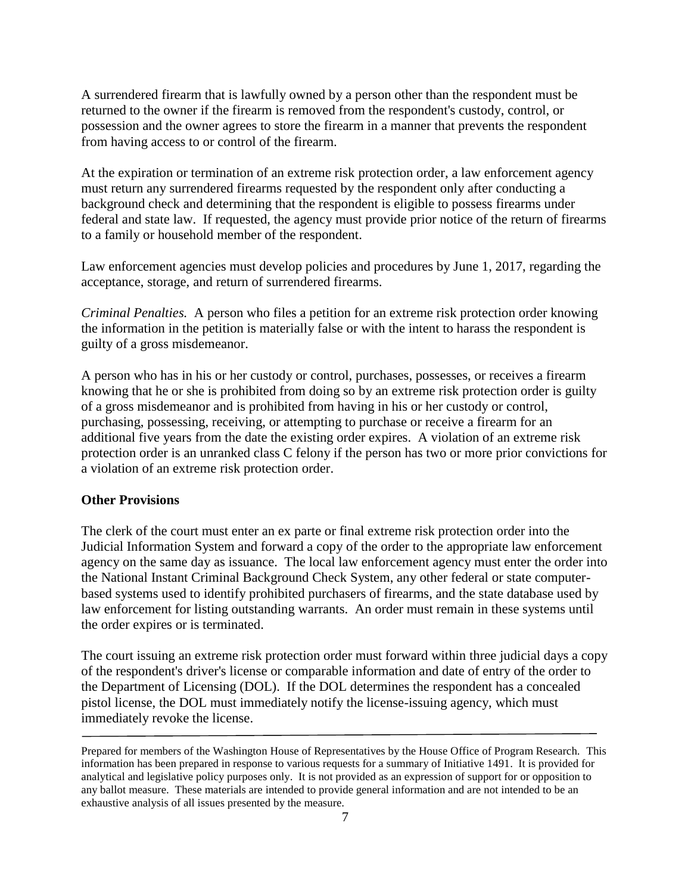A surrendered firearm that is lawfully owned by a person other than the respondent must be returned to the owner if the firearm is removed from the respondent's custody, control, or possession and the owner agrees to store the firearm in a manner that prevents the respondent from having access to or control of the firearm.

At the expiration or termination of an extreme risk protection order, a law enforcement agency must return any surrendered firearms requested by the respondent only after conducting a background check and determining that the respondent is eligible to possess firearms under federal and state law. If requested, the agency must provide prior notice of the return of firearms to a family or household member of the respondent.

Law enforcement agencies must develop policies and procedures by June 1, 2017, regarding the acceptance, storage, and return of surrendered firearms.

*Criminal Penalties.* A person who files a petition for an extreme risk protection order knowing the information in the petition is materially false or with the intent to harass the respondent is guilty of a gross misdemeanor.

A person who has in his or her custody or control, purchases, possesses, or receives a firearm knowing that he or she is prohibited from doing so by an extreme risk protection order is guilty of a gross misdemeanor and is prohibited from having in his or her custody or control, purchasing, possessing, receiving, or attempting to purchase or receive a firearm for an additional five years from the date the existing order expires. A violation of an extreme risk protection order is an unranked class C felony if the person has two or more prior convictions for a violation of an extreme risk protection order.

**Other Provisions**

The clerk of the court must enter an ex parte or final extreme risk protection order into the Judicial Information System and forward a copy of the order to the appropriate law enforcement agency on the same day as issuance. The local law enforcement agency must enter the order into the National Instant Criminal Background Check System, any other federal or state computer-based systems used to identify prohibited purchasers of firearms, and the state database used by law enforcement for listing outstanding warrants. An order must remain in these systems until the order expires or is terminated.

The court issuing an extreme risk protection order must forward within three judicial days a copy of the respondent's driver's license or comparable information and date of entry of the order to the Department of Licensing (DOL). If the DOL determines the respondent has a concealed pistol license, the DOL must immediately notify the license-issuing agency, which must immediately revoke the license.

---

Prepared for members of the Washington House of Representatives by the House Office of Program Research. This information has been prepared in response to various requests for a summary of Initiative 1491. It is provided for analytical and legislative policy purposes only. It is not provided as an expression of support for or opposition to any ballot measure. These materials are intended to provide general information and are not intended to be an exhaustive analysis of all issues presented by the measure.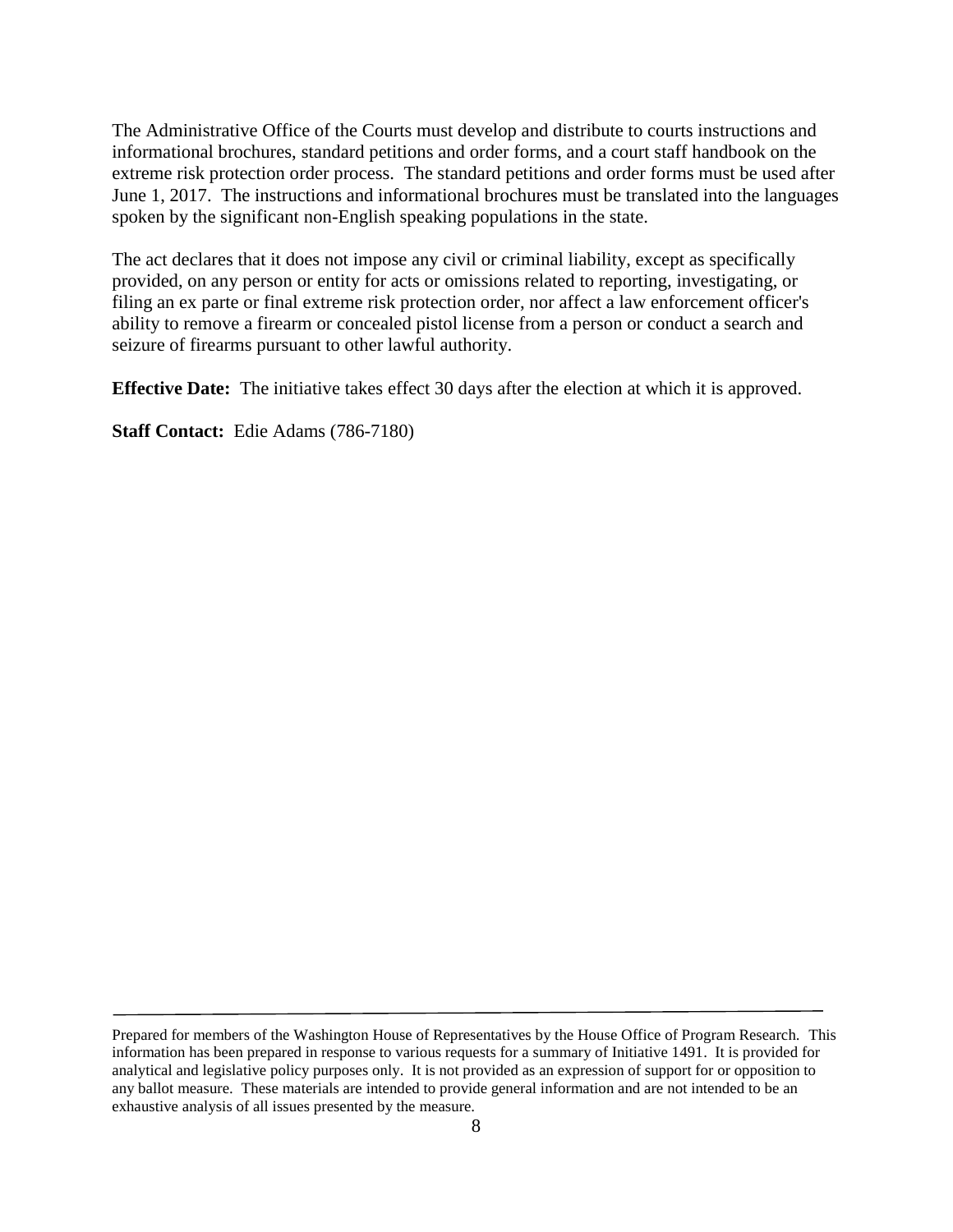The Administrative Office of the Courts must develop and distribute to courts instructions and informational brochures, standard petitions and order forms, and a court staff handbook on the extreme risk protection order process. The standard petitions and order forms must be used after June 1, 2017. The instructions and informational brochures must be translated into the languages spoken by the significant non-English speaking populations in the state.

The act declares that it does not impose any civil or criminal liability, except as specifically provided, on any person or entity for acts or omissions related to reporting, investigating, or filing an ex parte or final extreme risk protection order, nor affect a law enforcement officer's ability to remove a firearm or concealed pistol license from a person or conduct a search and seizure of firearms pursuant to other lawful authority.

**Effective Date:** The initiative takes effect 30 days after the election at which it is approved.

**Staff Contact:** Edie Adams (786-7180)

---

Prepared for members of the Washington House of Representatives by the House Office of Program Research. This information has been prepared in response to various requests for a summary of Initiative 1491. It is provided for analytical and legislative policy purposes only. It is not provided as an expression of support for or opposition to any ballot measure. These materials are intended to provide general information and are not intended to be an exhaustive analysis of all issues presented by the measure.